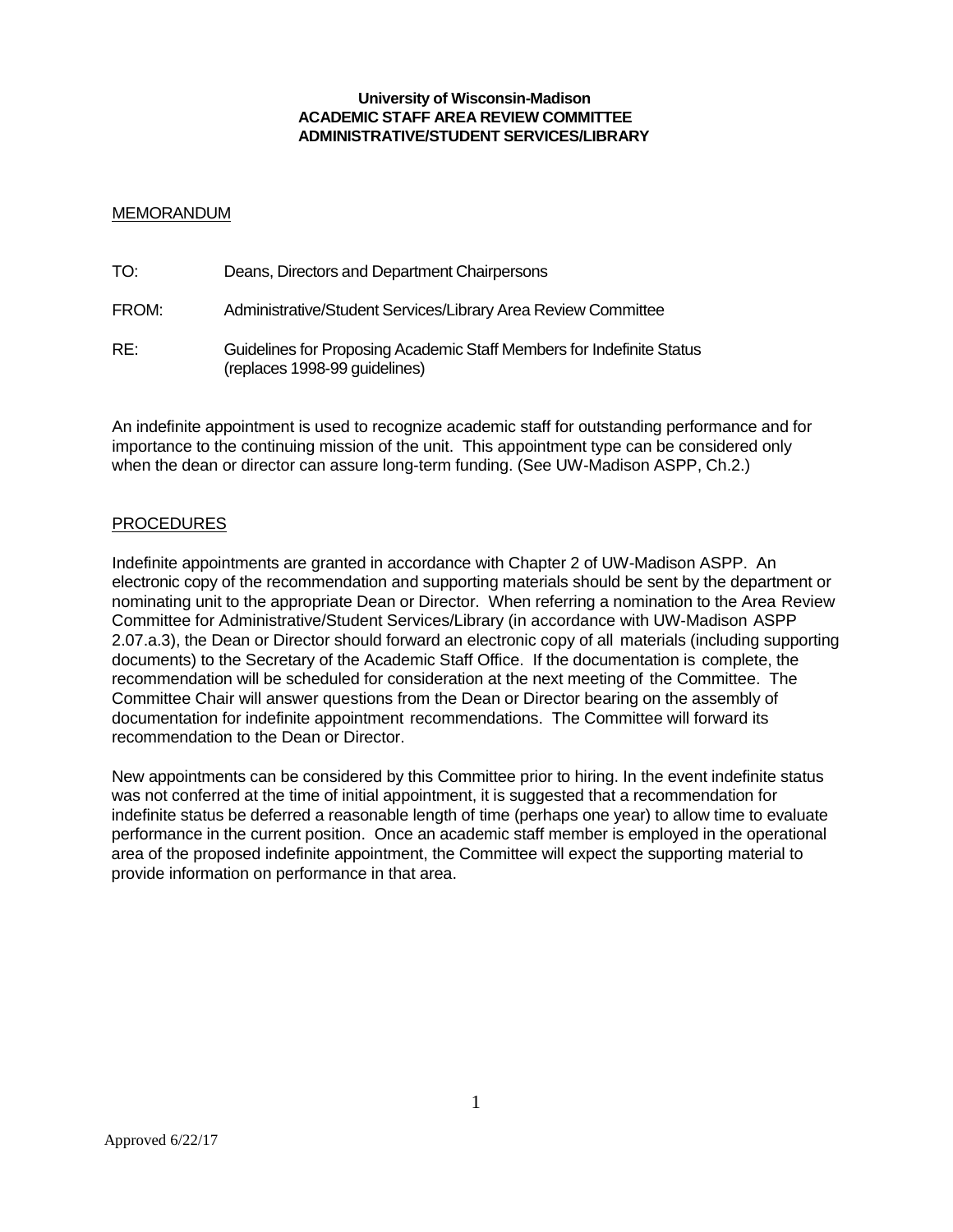**University of Wisconsin-Madison**
**ACADEMIC STAFF AREA REVIEW COMMITTEE**
**ADMINISTRATIVE/STUDENT SERVICES/LIBRARY**

MEMORANDUM

TO: Deans, Directors and Department Chairpersons

FROM: Administrative/Student Services/Library Area Review Committee

RE: Guidelines for Proposing Academic Staff Members for Indefinite Status (replaces 1998-99 guidelines)

An indefinite appointment is used to recognize academic staff for outstanding performance and for importance to the continuing mission of the unit. This appointment type can be considered only when the dean or director can assure long-term funding. (See UW-Madison ASPP, Ch.2.)

PROCEDURES

Indefinite appointments are granted in accordance with Chapter 2 of UW-Madison ASPP. An electronic copy of the recommendation and supporting materials should be sent by the department or nominating unit to the appropriate Dean or Director. When referring a nomination to the Area Review Committee for Administrative/Student Services/Library (in accordance with UW-Madison ASPP 2.07.a.3), the Dean or Director should forward an electronic copy of all materials (including supporting documents) to the Secretary of the Academic Staff Office. If the documentation is complete, the recommendation will be scheduled for consideration at the next meeting of the Committee. The Committee Chair will answer questions from the Dean or Director bearing on the assembly of documentation for indefinite appointment recommendations. The Committee will forward its recommendation to the Dean or Director.

New appointments can be considered by this Committee prior to hiring. In the event indefinite status was not conferred at the time of initial appointment, it is suggested that a recommendation for indefinite status be deferred a reasonable length of time (perhaps one year) to allow time to evaluate performance in the current position. Once an academic staff member is employed in the operational area of the proposed indefinite appointment, the Committee will expect the supporting material to provide information on performance in that area.

Approved 6/22/17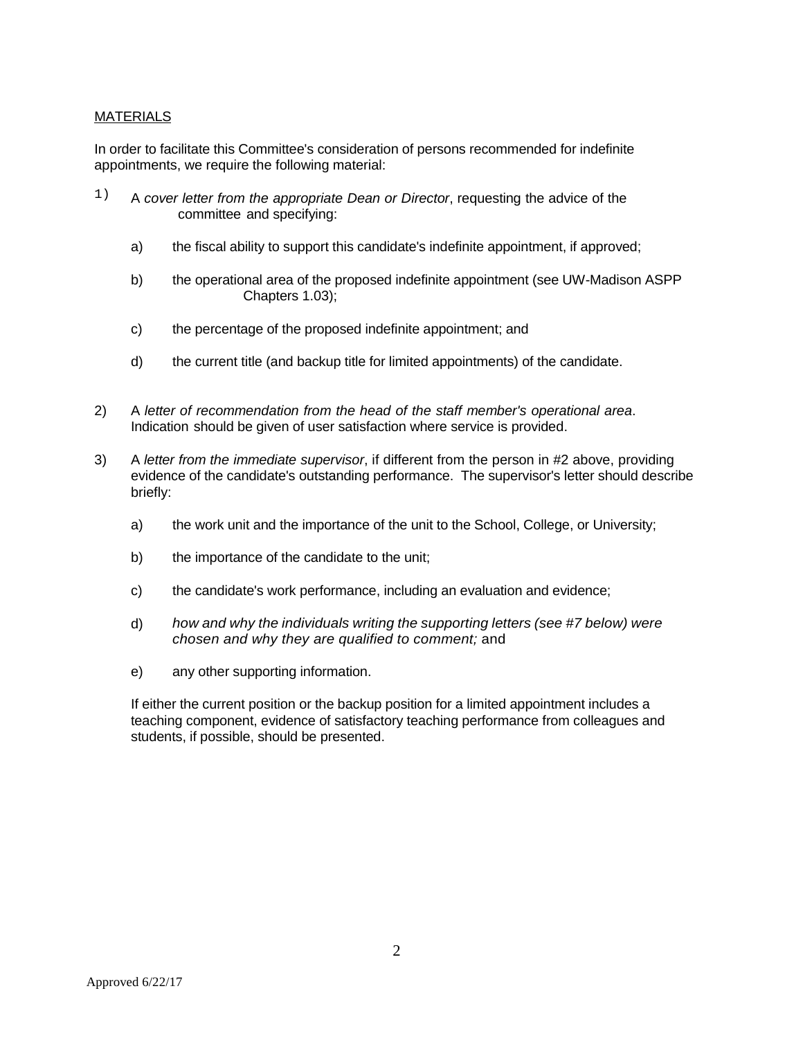MATERIALS

In order to facilitate this Committee's consideration of persons recommended for indefinite appointments, we require the following material:

1) A *cover letter from the appropriate Dean or Director*, requesting the advice of the committee and specifying:

    a) the fiscal ability to support this candidate's indefinite appointment, if approved;

    b) the operational area of the proposed indefinite appointment (see UW-Madison ASPP Chapters 1.03);

    c) the percentage of the proposed indefinite appointment; and

    d) the current title (and backup title for limited appointments) of the candidate.

2) A *letter of recommendation from the head of the staff member's operational area*. Indication should be given of user satisfaction where service is provided.

3) A *letter from the immediate supervisor*, if different from the person in #2 above, providing evidence of the candidate's outstanding performance. The supervisor's letter should describe briefly:

    a) the work unit and the importance of the unit to the School, College, or University;

    b) the importance of the candidate to the unit;

    c) the candidate's work performance, including an evaluation and evidence;

    d) *how and why the individuals writing the supporting letters (see #7 below) were chosen and why they are qualified to comment;* and

    e) any other supporting information.

    If either the current position or the backup position for a limited appointment includes a teaching component, evidence of satisfactory teaching performance from colleagues and students, if possible, should be presented.

Approved 6/22/17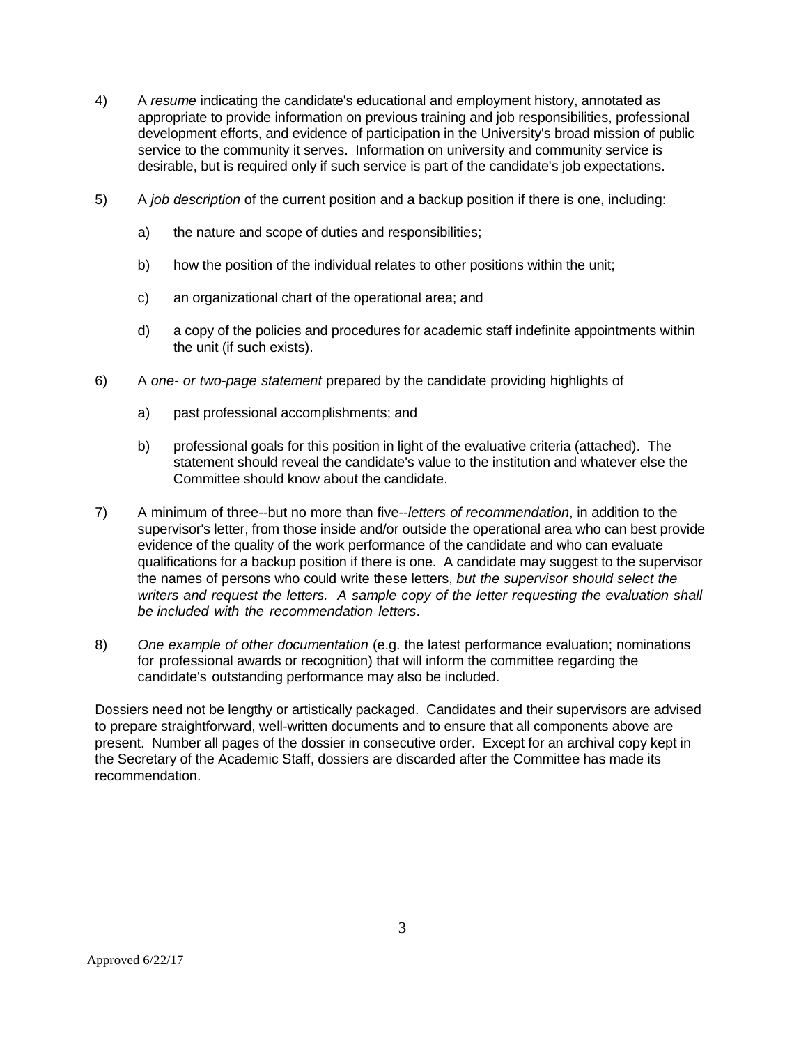4) A *resume* indicating the candidate's educational and employment history, annotated as appropriate to provide information on previous training and job responsibilities, professional development efforts, and evidence of participation in the University's broad mission of public service to the community it serves. Information on university and community service is desirable, but is required only if such service is part of the candidate's job expectations.

5) A *job description* of the current position and a backup position if there is one, including:

   a) the nature and scope of duties and responsibilities;

   b) how the position of the individual relates to other positions within the unit;

   c) an organizational chart of the operational area; and

   d) a copy of the policies and procedures for academic staff indefinite appointments within the unit (if such exists).

6) A *one- or two-page statement* prepared by the candidate providing highlights of

   a) past professional accomplishments; and

   b) professional goals for this position in light of the evaluative criteria (attached). The statement should reveal the candidate's value to the institution and whatever else the Committee should know about the candidate.

7) A minimum of three--but no more than five--*letters of recommendation*, in addition to the supervisor's letter, from those inside and/or outside the operational area who can best provide evidence of the quality of the work performance of the candidate and who can evaluate qualifications for a backup position if there is one. A candidate may suggest to the supervisor the names of persons who could write these letters, *but the supervisor should select the writers and request the letters. A sample copy of the letter requesting the evaluation shall be included with the recommendation letters*.

8) *One example of other documentation* (e.g. the latest performance evaluation; nominations for professional awards or recognition) that will inform the committee regarding the candidate's outstanding performance may also be included.

Dossiers need not be lengthy or artistically packaged. Candidates and their supervisors are advised to prepare straightforward, well-written documents and to ensure that all components above are present. Number all pages of the dossier in consecutive order. Except for an archival copy kept in the Secretary of the Academic Staff, dossiers are discarded after the Committee has made its recommendation.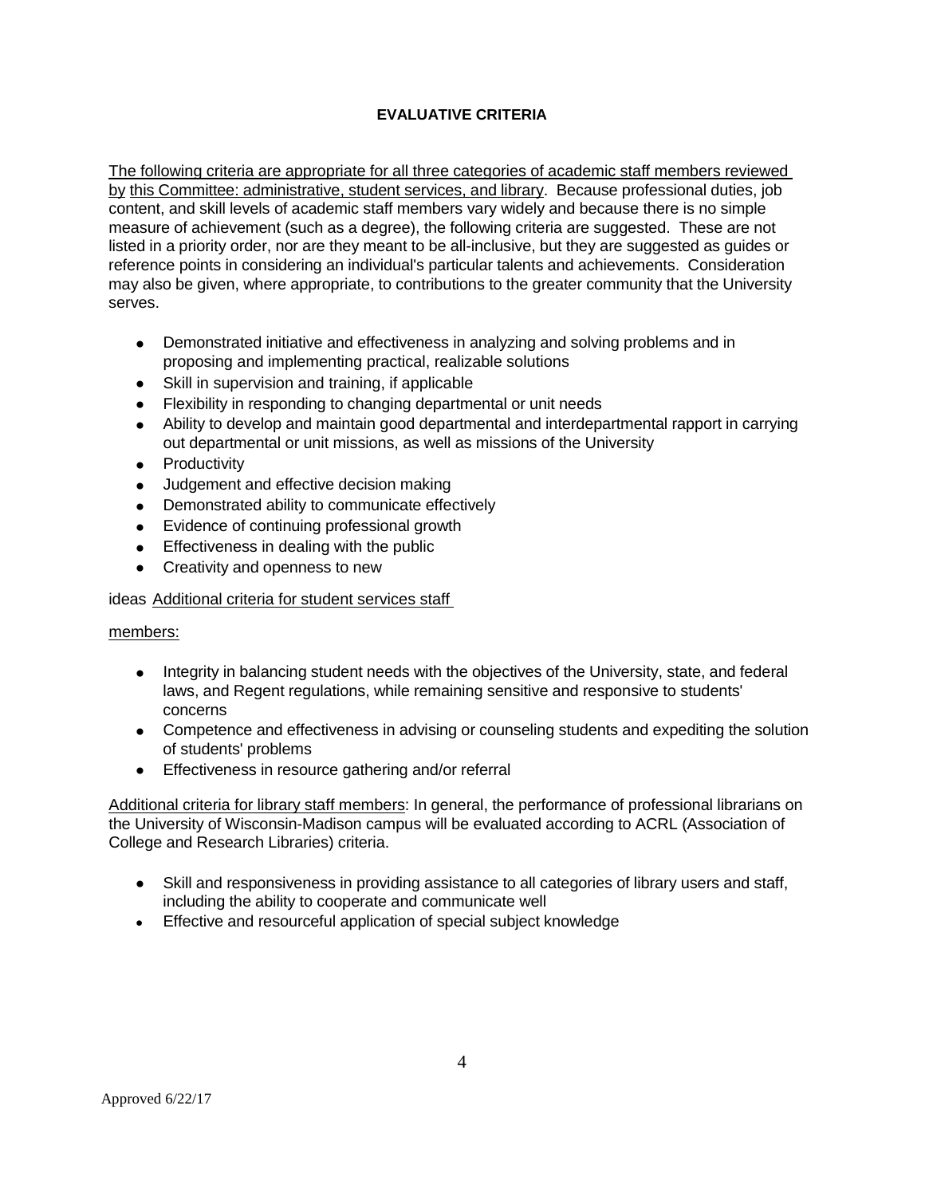**EVALUATIVE CRITERIA**

The following criteria are appropriate for all three categories of academic staff members reviewed by this Committee: administrative, student services, and library. Because professional duties, job content, and skill levels of academic staff members vary widely and because there is no simple measure of achievement (such as a degree), the following criteria are suggested. These are not listed in a priority order, nor are they meant to be all-inclusive, but they are suggested as guides or reference points in considering an individual's particular talents and achievements. Consideration may also be given, where appropriate, to contributions to the greater community that the University serves.

- Demonstrated initiative and effectiveness in analyzing and solving problems and in proposing and implementing practical, realizable solutions
- Skill in supervision and training, if applicable
- Flexibility in responding to changing departmental or unit needs
- Ability to develop and maintain good departmental and interdepartmental rapport in carrying out departmental or unit missions, as well as missions of the University
- Productivity
- Judgement and effective decision making
- Demonstrated ability to communicate effectively
- Evidence of continuing professional growth
- Effectiveness in dealing with the public
- Creativity and openness to new ideas

Additional criteria for student services staff members:

- Integrity in balancing student needs with the objectives of the University, state, and federal laws, and Regent regulations, while remaining sensitive and responsive to students' concerns
- Competence and effectiveness in advising or counseling students and expediting the solution of students' problems
- Effectiveness in resource gathering and/or referral

Additional criteria for library staff members: In general, the performance of professional librarians on the University of Wisconsin-Madison campus will be evaluated according to ACRL (Association of College and Research Libraries) criteria.

- Skill and responsiveness in providing assistance to all categories of library users and staff, including the ability to cooperate and communicate well
- Effective and resourceful application of special subject knowledge

Approved 6/22/17